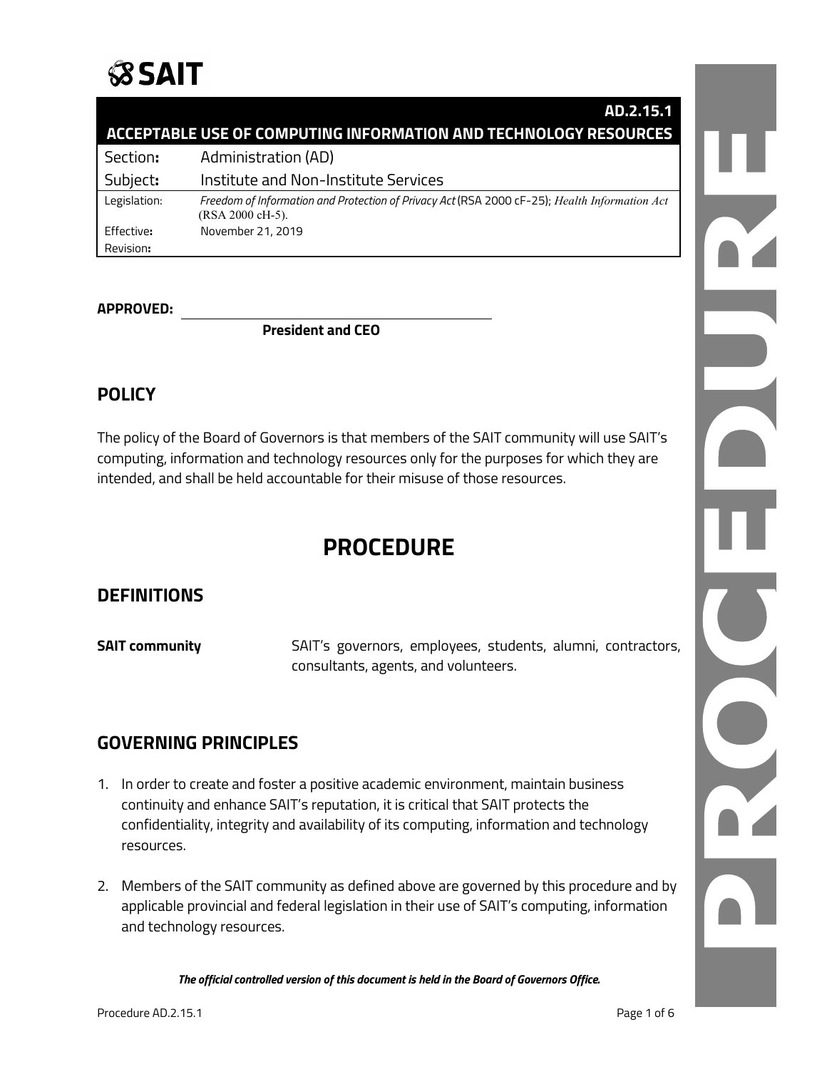# SAIT

| AD.2.15.1 | |
|---|---|
| **ACCEPTABLE USE OF COMPUTING INFORMATION AND TECHNOLOGY RESOURCES** | |
| Section**:** | Administration (AD) |
| Subject**:** | Institute and Non-Institute Services |
| Legislation: | *Freedom of Information and Protection of Privacy Act* (RSA 2000 cF-25); *Health Information Act* (RSA 2000 cH-5). |
| Effective**:** | November 21, 2019 |
| Revision**:** | |

**APPROVED:** ______________________________

**President and CEO**

## POLICY

The policy of the Board of Governors is that members of the SAIT community will use SAIT's computing, information and technology resources only for the purposes for which they are intended, and shall be held accountable for their misuse of those resources.

# PROCEDURE

## DEFINITIONS

**SAIT community** SAIT's governors, employees, students, alumni, contractors, consultants, agents, and volunteers.

## GOVERNING PRINCIPLES

1. In order to create and foster a positive academic environment, maintain business continuity and enhance SAIT's reputation, it is critical that SAIT protects the confidentiality, integrity and availability of its computing, information and technology resources.

2. Members of the SAIT community as defined above are governed by this procedure and by applicable provincial and federal legislation in their use of SAIT's computing, information and technology resources.

***The official controlled version of this document is held in the Board of Governors Office.***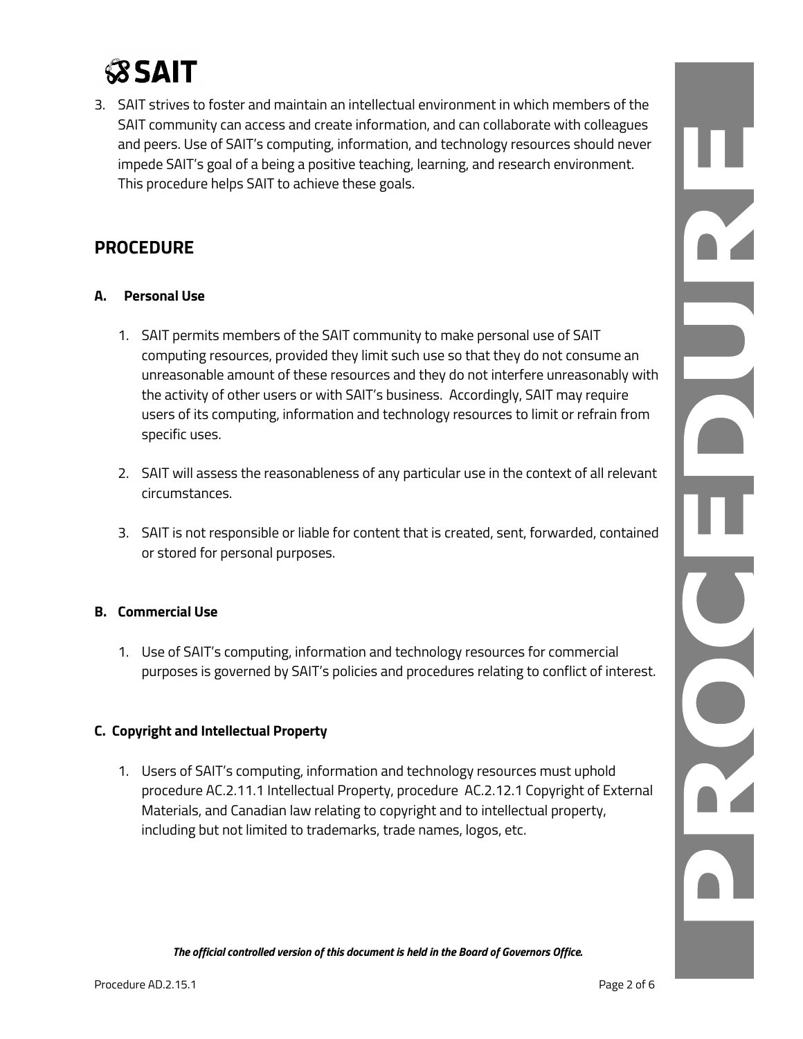3. SAIT strives to foster and maintain an intellectual environment in which members of the SAIT community can access and create information, and can collaborate with colleagues and peers. Use of SAIT's computing, information, and technology resources should never impede SAIT's goal of a being a positive teaching, learning, and research environment. This procedure helps SAIT to achieve these goals.

## PROCEDURE

### A. Personal Use

1. SAIT permits members of the SAIT community to make personal use of SAIT computing resources, provided they limit such use so that they do not consume an unreasonable amount of these resources and they do not interfere unreasonably with the activity of other users or with SAIT's business. Accordingly, SAIT may require users of its computing, information and technology resources to limit or refrain from specific uses.

2. SAIT will assess the reasonableness of any particular use in the context of all relevant circumstances.

3. SAIT is not responsible or liable for content that is created, sent, forwarded, contained or stored for personal purposes.

### B. Commercial Use

1. Use of SAIT's computing, information and technology resources for commercial purposes is governed by SAIT's policies and procedures relating to conflict of interest.

### C. Copyright and Intellectual Property

1. Users of SAIT's computing, information and technology resources must uphold procedure AC.2.11.1 Intellectual Property, procedure AC.2.12.1 Copyright of External Materials, and Canadian law relating to copyright and to intellectual property, including but not limited to trademarks, trade names, logos, etc.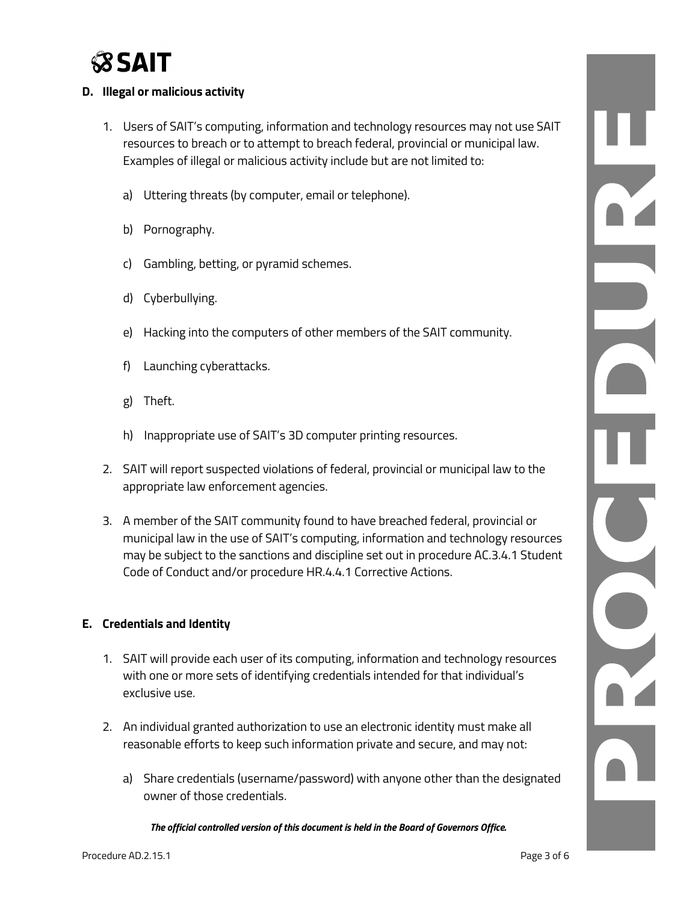## D. Illegal or malicious activity

1. Users of SAIT's computing, information and technology resources may not use SAIT resources to breach or to attempt to breach federal, provincial or municipal law. Examples of illegal or malicious activity include but are not limited to:

   a) Uttering threats (by computer, email or telephone).

   b) Pornography.

   c) Gambling, betting, or pyramid schemes.

   d) Cyberbullying.

   e) Hacking into the computers of other members of the SAIT community.

   f) Launching cyberattacks.

   g) Theft.

   h) Inappropriate use of SAIT's 3D computer printing resources.

2. SAIT will report suspected violations of federal, provincial or municipal law to the appropriate law enforcement agencies.

3. A member of the SAIT community found to have breached federal, provincial or municipal law in the use of SAIT's computing, information and technology resources may be subject to the sanctions and discipline set out in procedure AC.3.4.1 Student Code of Conduct and/or procedure HR.4.4.1 Corrective Actions.

## E. Credentials and Identity

1. SAIT will provide each user of its computing, information and technology resources with one or more sets of identifying credentials intended for that individual's exclusive use.

2. An individual granted authorization to use an electronic identity must make all reasonable efforts to keep such information private and secure, and may not:

   a) Share credentials (username/password) with anyone other than the designated owner of those credentials.

*The official controlled version of this document is held in the Board of Governors Office.*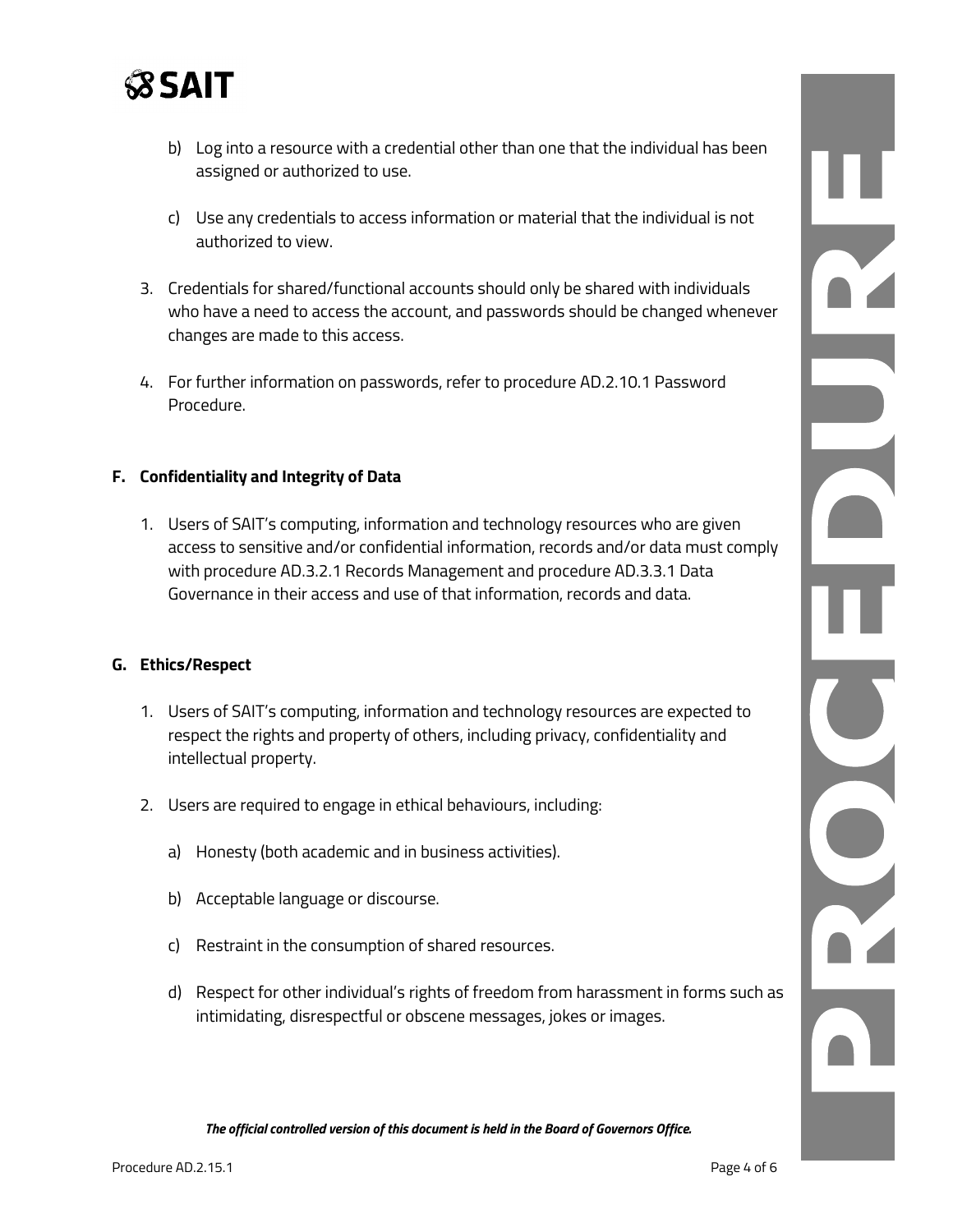b) Log into a resource with a credential other than one that the individual has been assigned or authorized to use.

c) Use any credentials to access information or material that the individual is not authorized to view.

3. Credentials for shared/functional accounts should only be shared with individuals who have a need to access the account, and passwords should be changed whenever changes are made to this access.

4. For further information on passwords, refer to procedure AD.2.10.1 Password Procedure.

## F. Confidentiality and Integrity of Data

1. Users of SAIT's computing, information and technology resources who are given access to sensitive and/or confidential information, records and/or data must comply with procedure AD.3.2.1 Records Management and procedure AD.3.3.1 Data Governance in their access and use of that information, records and data.

## G. Ethics/Respect

1. Users of SAIT's computing, information and technology resources are expected to respect the rights and property of others, including privacy, confidentiality and intellectual property.

2. Users are required to engage in ethical behaviours, including:

   a) Honesty (both academic and in business activities).

   b) Acceptable language or discourse.

   c) Restraint in the consumption of shared resources.

   d) Respect for other individual's rights of freedom from harassment in forms such as intimidating, disrespectful or obscene messages, jokes or images.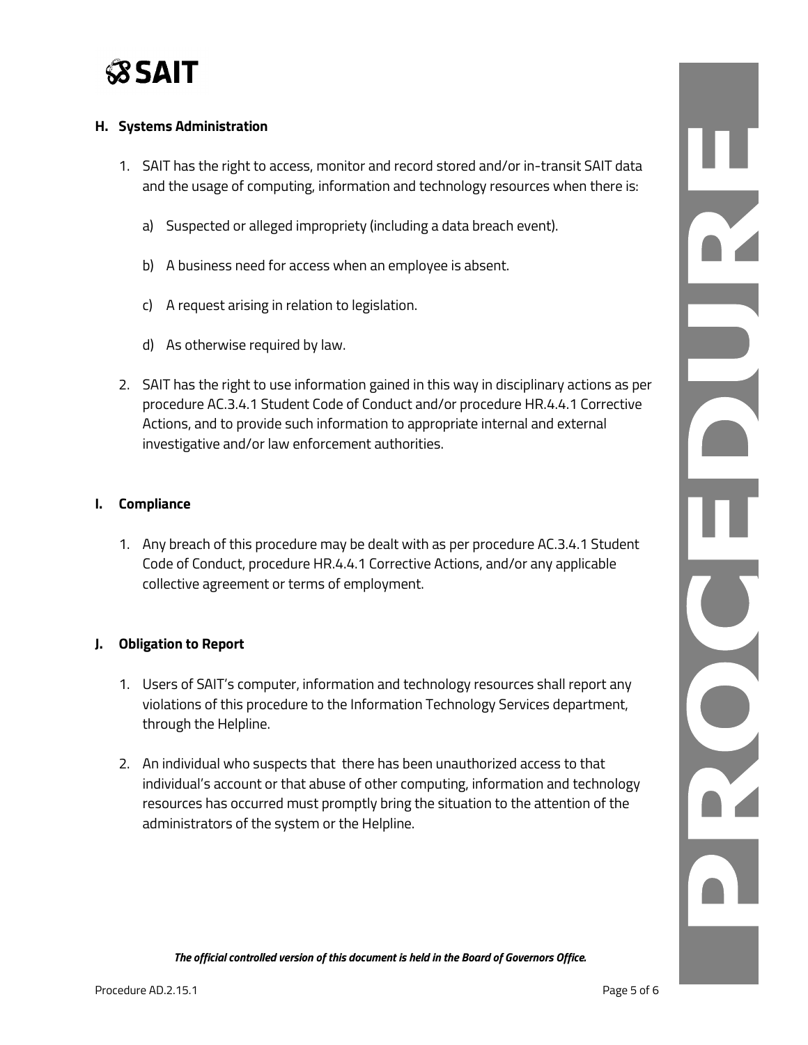## H. Systems Administration

1. SAIT has the right to access, monitor and record stored and/or in-transit SAIT data and the usage of computing, information and technology resources when there is:

   a) Suspected or alleged impropriety (including a data breach event).

   b) A business need for access when an employee is absent.

   c) A request arising in relation to legislation.

   d) As otherwise required by law.

2. SAIT has the right to use information gained in this way in disciplinary actions as per procedure AC.3.4.1 Student Code of Conduct and/or procedure HR.4.4.1 Corrective Actions, and to provide such information to appropriate internal and external investigative and/or law enforcement authorities.

## I. Compliance

1. Any breach of this procedure may be dealt with as per procedure AC.3.4.1 Student Code of Conduct, procedure HR.4.4.1 Corrective Actions, and/or any applicable collective agreement or terms of employment.

## J. Obligation to Report

1. Users of SAIT's computer, information and technology resources shall report any violations of this procedure to the Information Technology Services department, through the Helpline.

2. An individual who suspects that there has been unauthorized access to that individual's account or that abuse of other computing, information and technology resources has occurred must promptly bring the situation to the attention of the administrators of the system or the Helpline.

***The official controlled version of this document is held in the Board of Governors Office.***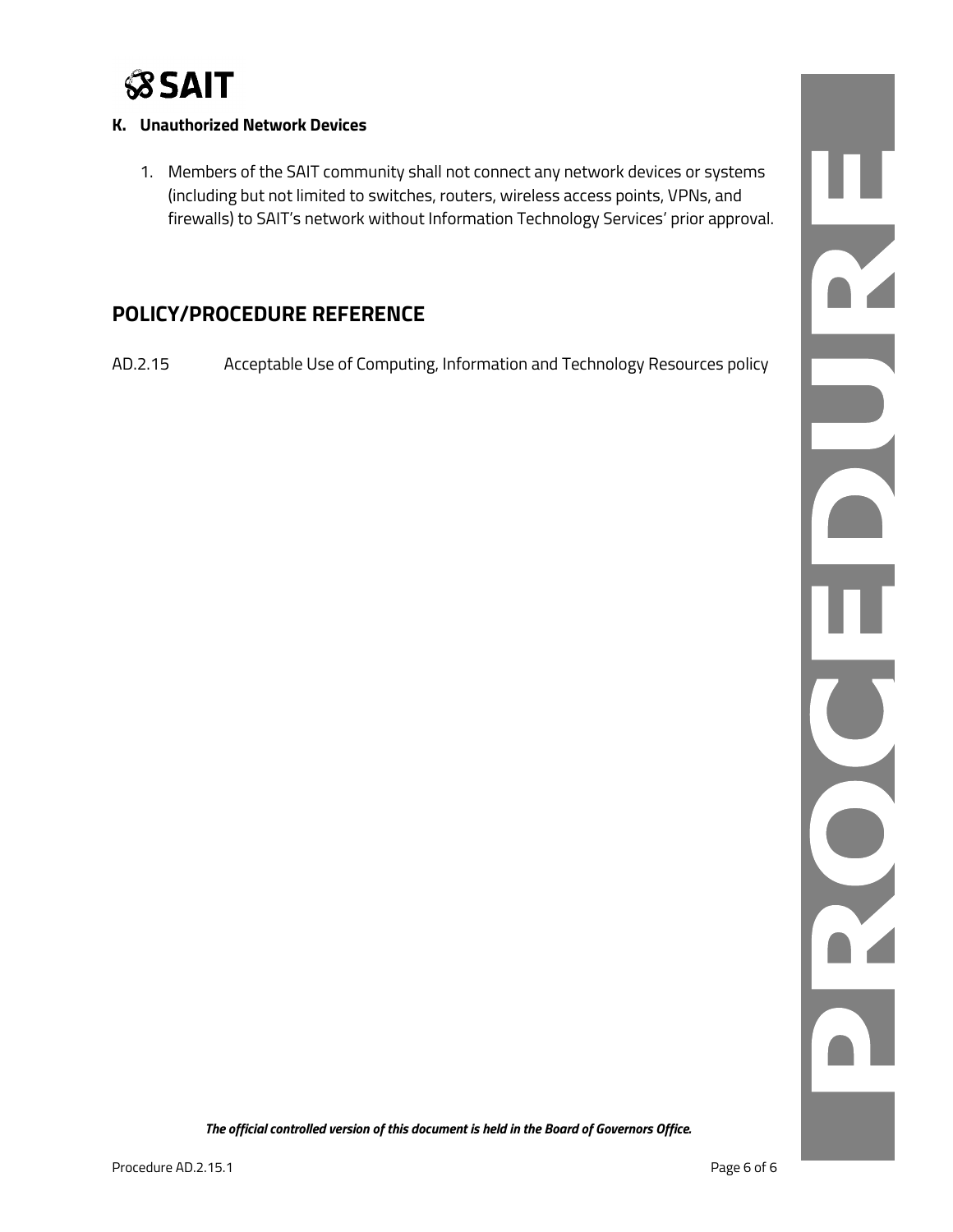### K. Unauthorized Network Devices

1. Members of the SAIT community shall not connect any network devices or systems (including but not limited to switches, routers, wireless access points, VPNs, and firewalls) to SAIT's network without Information Technology Services' prior approval.

## POLICY/PROCEDURE REFERENCE

AD.2.15 Acceptable Use of Computing, Information and Technology Resources policy

***The official controlled version of this document is held in the Board of Governors Office.***